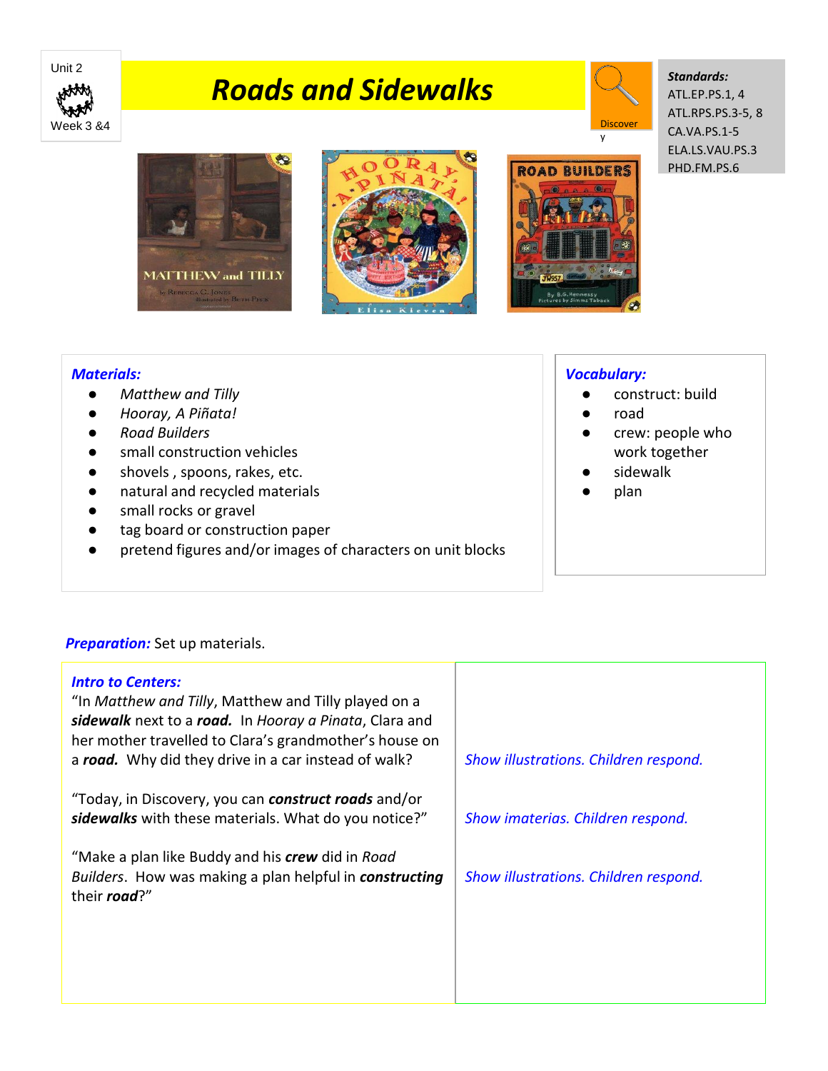Unit 2

Week 3 &4

# Roads and Sidewalks

Discovery

***Standards:***
ATL.EP.PS.1, 4
ATL.RPS.PS.3-5, 8
CA.VA.PS.1-5
ELA.LS.VAU.PS.3
PHD.FM.PS.6

***Materials:***

- *Matthew and Tilly*
- *Hooray, A Piñata!*
- *Road Builders*
- small construction vehicles
- shovels , spoons, rakes, etc.
- natural and recycled materials
- small rocks or gravel
- tag board or construction paper
- pretend figures and/or images of characters on unit blocks

***Vocabulary:***

- construct: build
- road
- crew: people who work together
- sidewalk
- plan

***Preparation:*** Set up materials.

| ***Intro to Centers:*** | |
|---|---|
| "In *Matthew and Tilly*, Matthew and Tilly played on a ***sidewalk*** next to a ***road.*** In *Hooray a Pinata*, Clara and her mother travelled to Clara's grandmother's house on a ***road.*** Why did they drive in a car instead of walk? | *Show illustrations. Children respond.* |
| "Today, in Discovery, you can ***construct roads*** and/or ***sidewalks*** with these materials. What do you notice?" | *Show imaterias. Children respond.* |
| "Make a plan like Buddy and his ***crew*** did in *Road Builders*. How was making a plan helpful in ***constructing*** their ***road***?" | *Show illustrations. Children respond.* |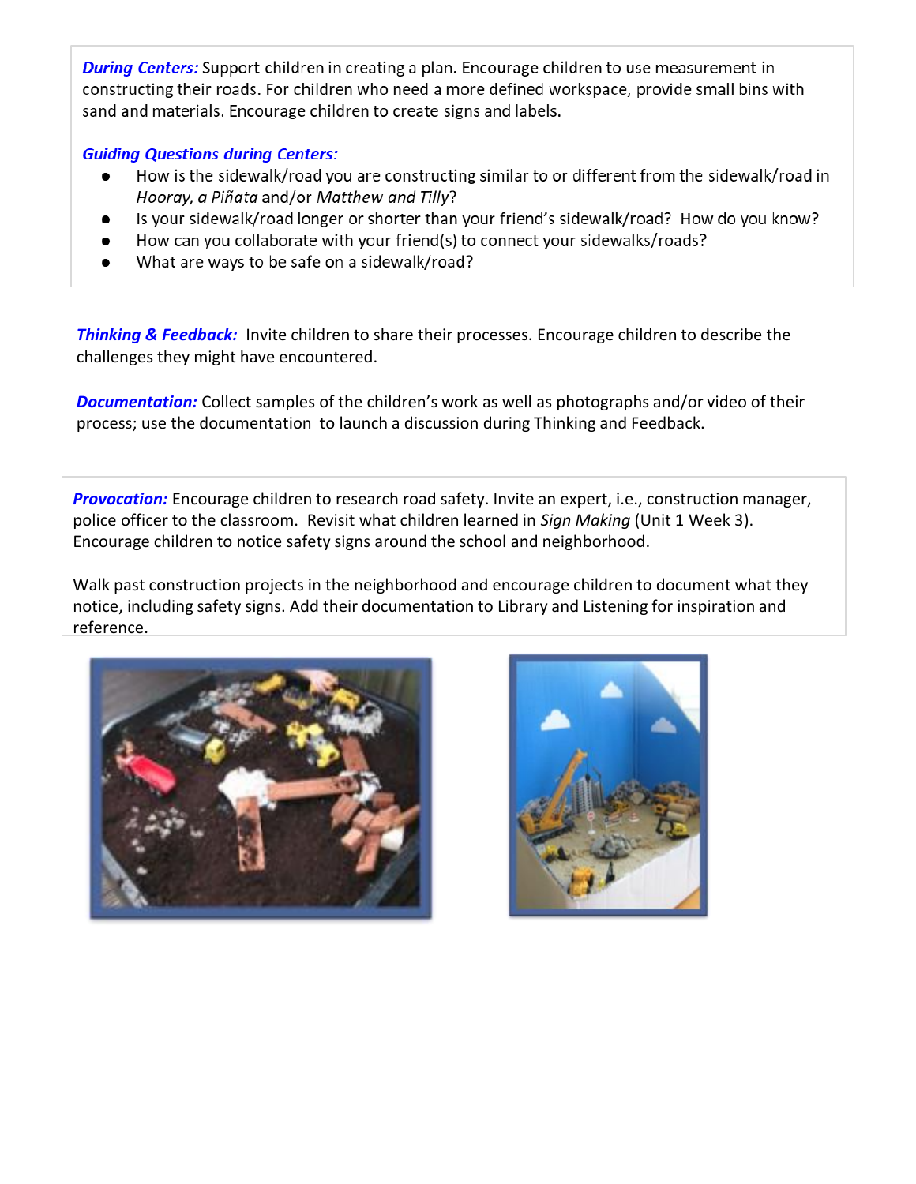***During Centers:*** Support children in creating a plan. Encourage children to use measurement in constructing their roads. For children who need a more defined workspace, provide small bins with sand and materials. Encourage children to create signs and labels.

***Guiding Questions during Centers:***

- How is the sidewalk/road you are constructing similar to or different from the sidewalk/road in *Hooray, a Piñata* and/or *Matthew and Tilly*?
- Is your sidewalk/road longer or shorter than your friend's sidewalk/road? How do you know?
- How can you collaborate with your friend(s) to connect your sidewalks/roads?
- What are ways to be safe on a sidewalk/road?

***Thinking & Feedback:*** Invite children to share their processes. Encourage children to describe the challenges they might have encountered.

***Documentation:*** Collect samples of the children's work as well as photographs and/or video of their process; use the documentation to launch a discussion during Thinking and Feedback.

***Provocation:*** Encourage children to research road safety. Invite an expert, i.e., construction manager, police officer to the classroom. Revisit what children learned in *Sign Making* (Unit 1 Week 3). Encourage children to notice safety signs around the school and neighborhood.

Walk past construction projects in the neighborhood and encourage children to document what they notice, including safety signs. Add their documentation to Library and Listening for inspiration and reference.